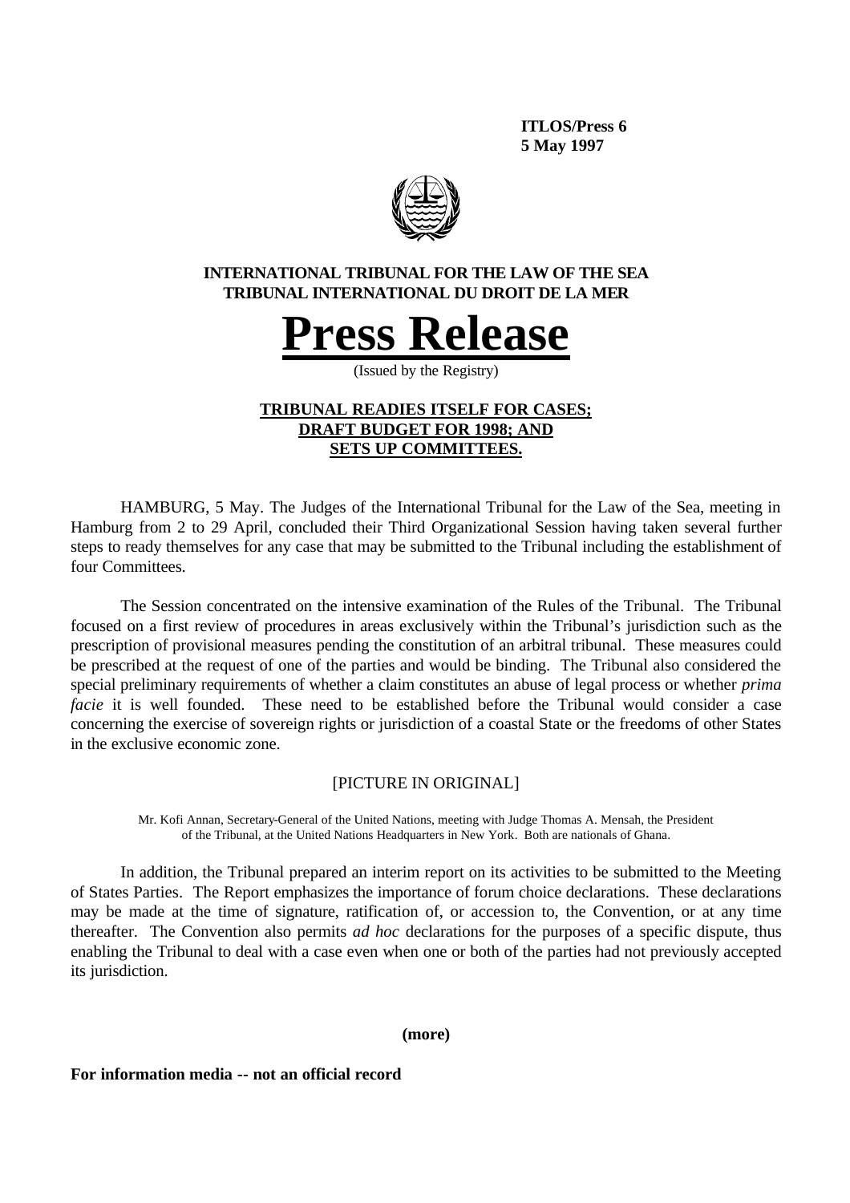**ITLOS/Press 6**
**5 May 1997**

**INTERNATIONAL TRIBUNAL FOR THE LAW OF THE SEA**
**TRIBUNAL INTERNATIONAL DU DROIT DE LA MER**

# Press Release

(Issued by the Registry)

## TRIBUNAL READIES ITSELF FOR CASES; DRAFT BUDGET FOR 1998; AND SETS UP COMMITTEES.

HAMBURG, 5 May. The Judges of the International Tribunal for the Law of the Sea, meeting in Hamburg from 2 to 29 April, concluded their Third Organizational Session having taken several further steps to ready themselves for any case that may be submitted to the Tribunal including the establishment of four Committees.

The Session concentrated on the intensive examination of the Rules of the Tribunal. The Tribunal focused on a first review of procedures in areas exclusively within the Tribunal's jurisdiction such as the prescription of provisional measures pending the constitution of an arbitral tribunal. These measures could be prescribed at the request of one of the parties and would be binding. The Tribunal also considered the special preliminary requirements of whether a claim constitutes an abuse of legal process or whether *prima facie* it is well founded. These need to be established before the Tribunal would consider a case concerning the exercise of sovereign rights or jurisdiction of a coastal State or the freedoms of other States in the exclusive economic zone.

[PICTURE IN ORIGINAL]

Mr. Kofi Annan, Secretary-General of the United Nations, meeting with Judge Thomas A. Mensah, the President of the Tribunal, at the United Nations Headquarters in New York. Both are nationals of Ghana.

In addition, the Tribunal prepared an interim report on its activities to be submitted to the Meeting of States Parties. The Report emphasizes the importance of forum choice declarations. These declarations may be made at the time of signature, ratification of, or accession to, the Convention, or at any time thereafter. The Convention also permits *ad hoc* declarations for the purposes of a specific dispute, thus enabling the Tribunal to deal with a case even when one or both of the parties had not previously accepted its jurisdiction.

**(more)**

**For information media -- not an official record**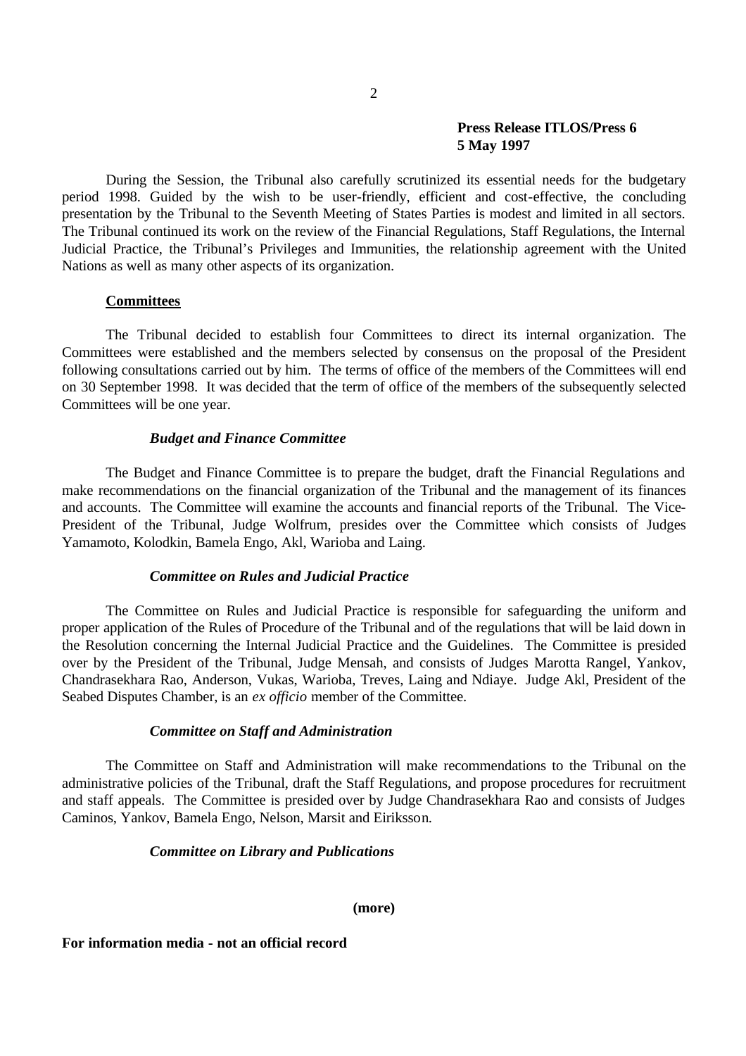**Press Release ITLOS/Press 6**
**5 May 1997**

During the Session, the Tribunal also carefully scrutinized its essential needs for the budgetary period 1998. Guided by the wish to be user-friendly, efficient and cost-effective, the concluding presentation by the Tribunal to the Seventh Meeting of States Parties is modest and limited in all sectors. The Tribunal continued its work on the review of the Financial Regulations, Staff Regulations, the Internal Judicial Practice, the Tribunal's Privileges and Immunities, the relationship agreement with the United Nations as well as many other aspects of its organization.

## Committees

The Tribunal decided to establish four Committees to direct its internal organization. The Committees were established and the members selected by consensus on the proposal of the President following consultations carried out by him. The terms of office of the members of the Committees will end on 30 September 1998. It was decided that the term of office of the members of the subsequently selected Committees will be one year.

### *Budget and Finance Committee*

The Budget and Finance Committee is to prepare the budget, draft the Financial Regulations and make recommendations on the financial organization of the Tribunal and the management of its finances and accounts. The Committee will examine the accounts and financial reports of the Tribunal. The Vice-President of the Tribunal, Judge Wolfrum, presides over the Committee which consists of Judges Yamamoto, Kolodkin, Bamela Engo, Akl, Warioba and Laing.

### *Committee on Rules and Judicial Practice*

The Committee on Rules and Judicial Practice is responsible for safeguarding the uniform and proper application of the Rules of Procedure of the Tribunal and of the regulations that will be laid down in the Resolution concerning the Internal Judicial Practice and the Guidelines. The Committee is presided over by the President of the Tribunal, Judge Mensah, and consists of Judges Marotta Rangel, Yankov, Chandrasekhara Rao, Anderson, Vukas, Warioba, Treves, Laing and Ndiaye. Judge Akl, President of the Seabed Disputes Chamber, is an *ex officio* member of the Committee.

### *Committee on Staff and Administration*

The Committee on Staff and Administration will make recommendations to the Tribunal on the administrative policies of the Tribunal, draft the Staff Regulations, and propose procedures for recruitment and staff appeals. The Committee is presided over by Judge Chandrasekhara Rao and consists of Judges Caminos, Yankov, Bamela Engo, Nelson, Marsit and Eiriksson.

### *Committee on Library and Publications*

**(more)**

**For information media - not an official record**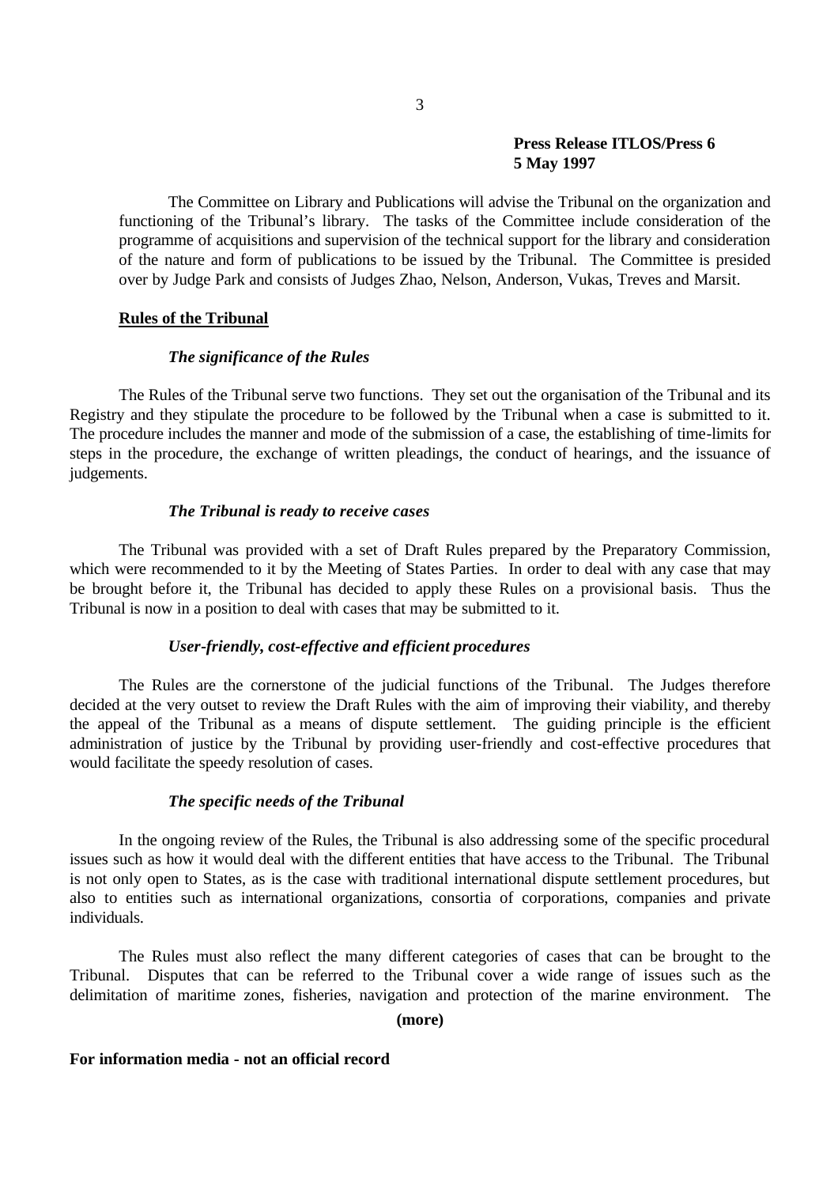The Committee on Library and Publications will advise the Tribunal on the organization and functioning of the Tribunal's library. The tasks of the Committee include consideration of the programme of acquisitions and supervision of the technical support for the library and consideration of the nature and form of publications to be issued by the Tribunal. The Committee is presided over by Judge Park and consists of Judges Zhao, Nelson, Anderson, Vukas, Treves and Marsit.

## Rules of the Tribunal

### *The significance of the Rules*

The Rules of the Tribunal serve two functions. They set out the organisation of the Tribunal and its Registry and they stipulate the procedure to be followed by the Tribunal when a case is submitted to it. The procedure includes the manner and mode of the submission of a case, the establishing of time-limits for steps in the procedure, the exchange of written pleadings, the conduct of hearings, and the issuance of judgements.

### *The Tribunal is ready to receive cases*

The Tribunal was provided with a set of Draft Rules prepared by the Preparatory Commission, which were recommended to it by the Meeting of States Parties. In order to deal with any case that may be brought before it, the Tribunal has decided to apply these Rules on a provisional basis. Thus the Tribunal is now in a position to deal with cases that may be submitted to it.

### *User-friendly, cost-effective and efficient procedures*

The Rules are the cornerstone of the judicial functions of the Tribunal. The Judges therefore decided at the very outset to review the Draft Rules with the aim of improving their viability, and thereby the appeal of the Tribunal as a means of dispute settlement. The guiding principle is the efficient administration of justice by the Tribunal by providing user-friendly and cost-effective procedures that would facilitate the speedy resolution of cases.

### *The specific needs of the Tribunal*

In the ongoing review of the Rules, the Tribunal is also addressing some of the specific procedural issues such as how it would deal with the different entities that have access to the Tribunal. The Tribunal is not only open to States, as is the case with traditional international dispute settlement procedures, but also to entities such as international organizations, consortia of corporations, companies and private individuals.

The Rules must also reflect the many different categories of cases that can be brought to the Tribunal. Disputes that can be referred to the Tribunal cover a wide range of issues such as the delimitation of maritime zones, fisheries, navigation and protection of the marine environment. The

**(more)**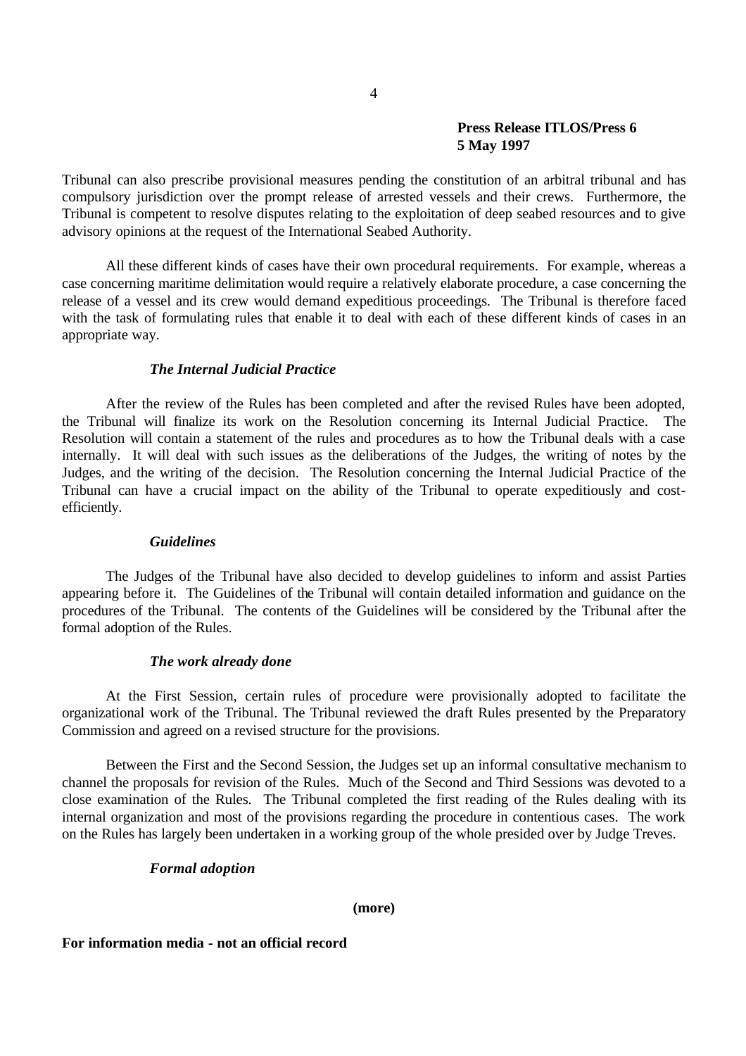Tribunal can also prescribe provisional measures pending the constitution of an arbitral tribunal and has compulsory jurisdiction over the prompt release of arrested vessels and their crews. Furthermore, the Tribunal is competent to resolve disputes relating to the exploitation of deep seabed resources and to give advisory opinions at the request of the International Seabed Authority.

All these different kinds of cases have their own procedural requirements. For example, whereas a case concerning maritime delimitation would require a relatively elaborate procedure, a case concerning the release of a vessel and its crew would demand expeditious proceedings. The Tribunal is therefore faced with the task of formulating rules that enable it to deal with each of these different kinds of cases in an appropriate way.

***The Internal Judicial Practice***

After the review of the Rules has been completed and after the revised Rules have been adopted, the Tribunal will finalize its work on the Resolution concerning its Internal Judicial Practice. The Resolution will contain a statement of the rules and procedures as to how the Tribunal deals with a case internally. It will deal with such issues as the deliberations of the Judges, the writing of notes by the Judges, and the writing of the decision. The Resolution concerning the Internal Judicial Practice of the Tribunal can have a crucial impact on the ability of the Tribunal to operate expeditiously and cost-efficiently.

***Guidelines***

The Judges of the Tribunal have also decided to develop guidelines to inform and assist Parties appearing before it. The Guidelines of the Tribunal will contain detailed information and guidance on the procedures of the Tribunal. The contents of the Guidelines will be considered by the Tribunal after the formal adoption of the Rules.

***The work already done***

At the First Session, certain rules of procedure were provisionally adopted to facilitate the organizational work of the Tribunal. The Tribunal reviewed the draft Rules presented by the Preparatory Commission and agreed on a revised structure for the provisions.

Between the First and the Second Session, the Judges set up an informal consultative mechanism to channel the proposals for revision of the Rules. Much of the Second and Third Sessions was devoted to a close examination of the Rules. The Tribunal completed the first reading of the Rules dealing with its internal organization and most of the provisions regarding the procedure in contentious cases. The work on the Rules has largely been undertaken in a working group of the whole presided over by Judge Treves.

***Formal adoption***

**(more)**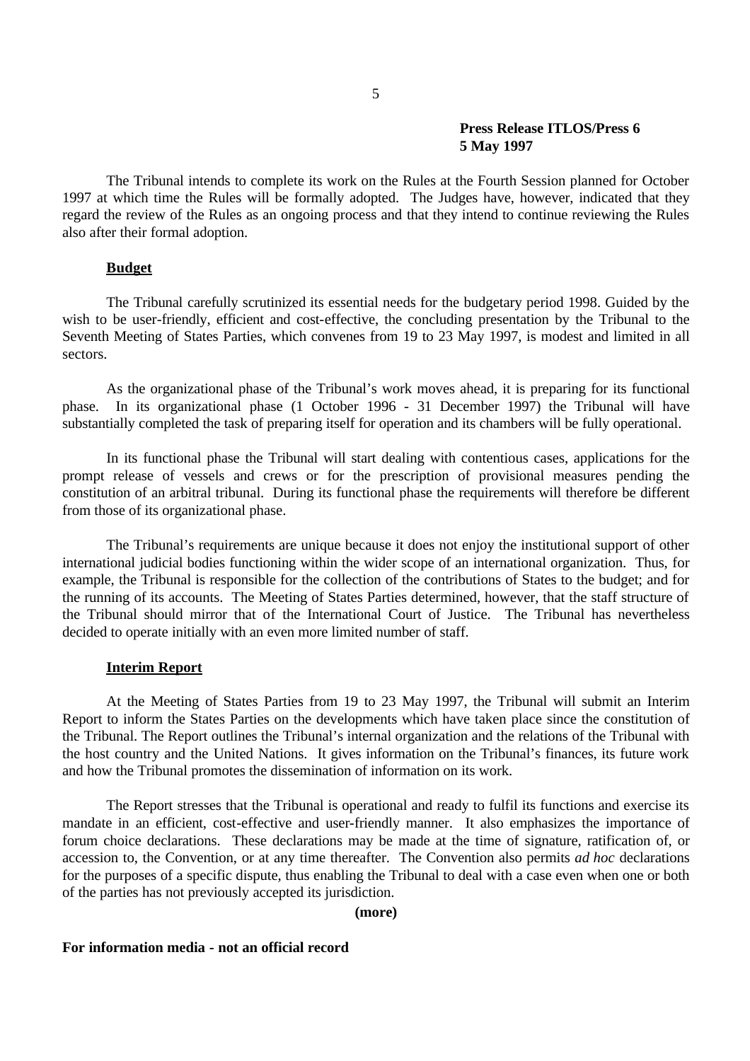The Tribunal intends to complete its work on the Rules at the Fourth Session planned for October 1997 at which time the Rules will be formally adopted. The Judges have, however, indicated that they regard the review of the Rules as an ongoing process and that they intend to continue reviewing the Rules also after their formal adoption.

**Budget**

The Tribunal carefully scrutinized its essential needs for the budgetary period 1998. Guided by the wish to be user-friendly, efficient and cost-effective, the concluding presentation by the Tribunal to the Seventh Meeting of States Parties, which convenes from 19 to 23 May 1997, is modest and limited in all sectors.

As the organizational phase of the Tribunal's work moves ahead, it is preparing for its functional phase. In its organizational phase (1 October 1996 - 31 December 1997) the Tribunal will have substantially completed the task of preparing itself for operation and its chambers will be fully operational.

In its functional phase the Tribunal will start dealing with contentious cases, applications for the prompt release of vessels and crews or for the prescription of provisional measures pending the constitution of an arbitral tribunal. During its functional phase the requirements will therefore be different from those of its organizational phase.

The Tribunal's requirements are unique because it does not enjoy the institutional support of other international judicial bodies functioning within the wider scope of an international organization. Thus, for example, the Tribunal is responsible for the collection of the contributions of States to the budget; and for the running of its accounts. The Meeting of States Parties determined, however, that the staff structure of the Tribunal should mirror that of the International Court of Justice. The Tribunal has nevertheless decided to operate initially with an even more limited number of staff.

**Interim Report**

At the Meeting of States Parties from 19 to 23 May 1997, the Tribunal will submit an Interim Report to inform the States Parties on the developments which have taken place since the constitution of the Tribunal. The Report outlines the Tribunal's internal organization and the relations of the Tribunal with the host country and the United Nations. It gives information on the Tribunal's finances, its future work and how the Tribunal promotes the dissemination of information on its work.

The Report stresses that the Tribunal is operational and ready to fulfil its functions and exercise its mandate in an efficient, cost-effective and user-friendly manner. It also emphasizes the importance of forum choice declarations. These declarations may be made at the time of signature, ratification of, or accession to, the Convention, or at any time thereafter. The Convention also permits *ad hoc* declarations for the purposes of a specific dispute, thus enabling the Tribunal to deal with a case even when one or both of the parties has not previously accepted its jurisdiction.

**(more)**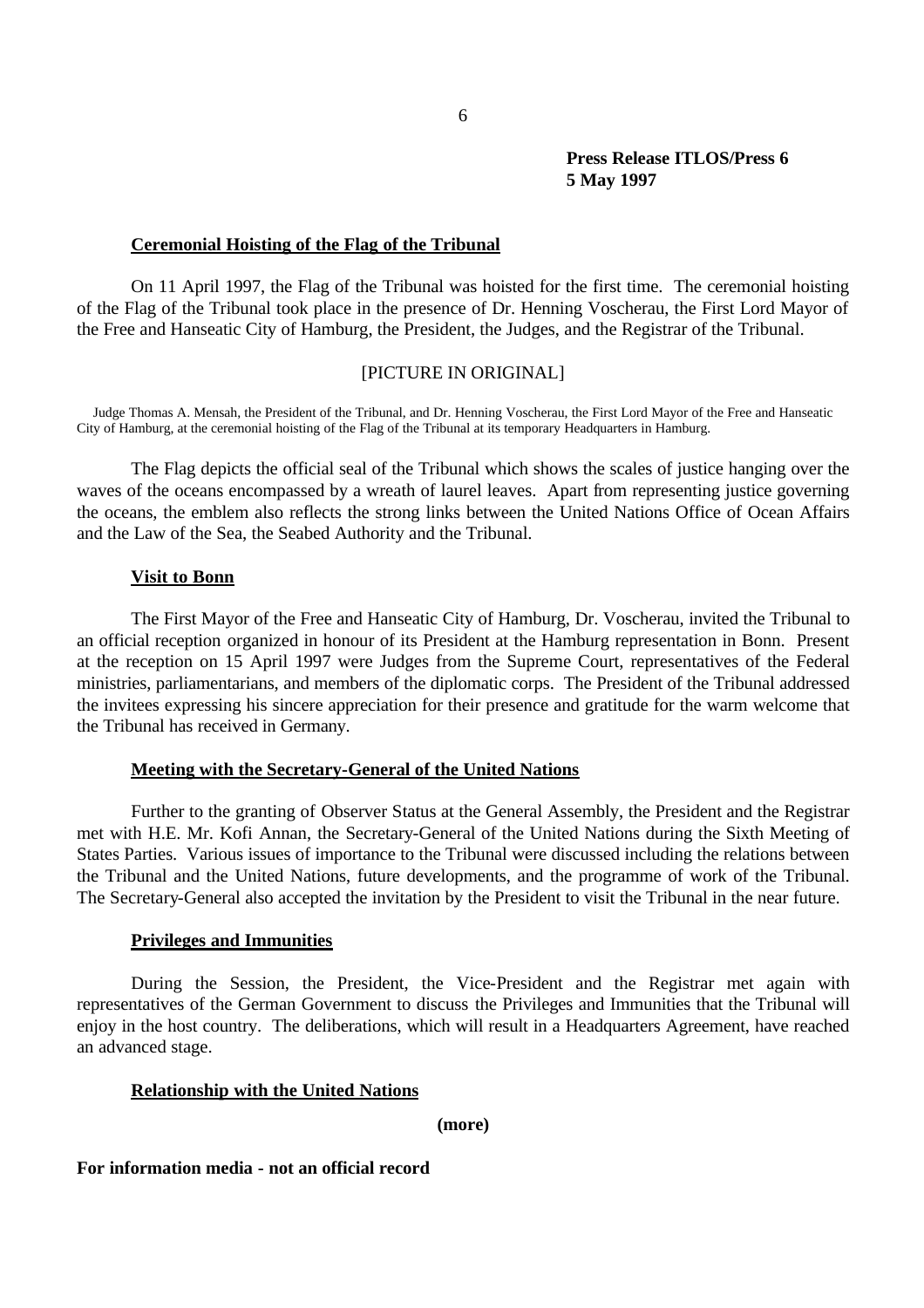**Press Release ITLOS/Press 6**
**5 May 1997**

**Ceremonial Hoisting of the Flag of the Tribunal**

On 11 April 1997, the Flag of the Tribunal was hoisted for the first time. The ceremonial hoisting of the Flag of the Tribunal took place in the presence of Dr. Henning Voscherau, the First Lord Mayor of the Free and Hanseatic City of Hamburg, the President, the Judges, and the Registrar of the Tribunal.

[PICTURE IN ORIGINAL]

Judge Thomas A. Mensah, the President of the Tribunal, and Dr. Henning Voscherau, the First Lord Mayor of the Free and Hanseatic City of Hamburg, at the ceremonial hoisting of the Flag of the Tribunal at its temporary Headquarters in Hamburg.

The Flag depicts the official seal of the Tribunal which shows the scales of justice hanging over the waves of the oceans encompassed by a wreath of laurel leaves. Apart from representing justice governing the oceans, the emblem also reflects the strong links between the United Nations Office of Ocean Affairs and the Law of the Sea, the Seabed Authority and the Tribunal.

**Visit to Bonn**

The First Mayor of the Free and Hanseatic City of Hamburg, Dr. Voscherau, invited the Tribunal to an official reception organized in honour of its President at the Hamburg representation in Bonn. Present at the reception on 15 April 1997 were Judges from the Supreme Court, representatives of the Federal ministries, parliamentarians, and members of the diplomatic corps. The President of the Tribunal addressed the invitees expressing his sincere appreciation for their presence and gratitude for the warm welcome that the Tribunal has received in Germany.

**Meeting with the Secretary-General of the United Nations**

Further to the granting of Observer Status at the General Assembly, the President and the Registrar met with H.E. Mr. Kofi Annan, the Secretary-General of the United Nations during the Sixth Meeting of States Parties. Various issues of importance to the Tribunal were discussed including the relations between the Tribunal and the United Nations, future developments, and the programme of work of the Tribunal. The Secretary-General also accepted the invitation by the President to visit the Tribunal in the near future.

**Privileges and Immunities**

During the Session, the President, the Vice-President and the Registrar met again with representatives of the German Government to discuss the Privileges and Immunities that the Tribunal will enjoy in the host country. The deliberations, which will result in a Headquarters Agreement, have reached an advanced stage.

**Relationship with the United Nations**

**(more)**

**For information media - not an official record**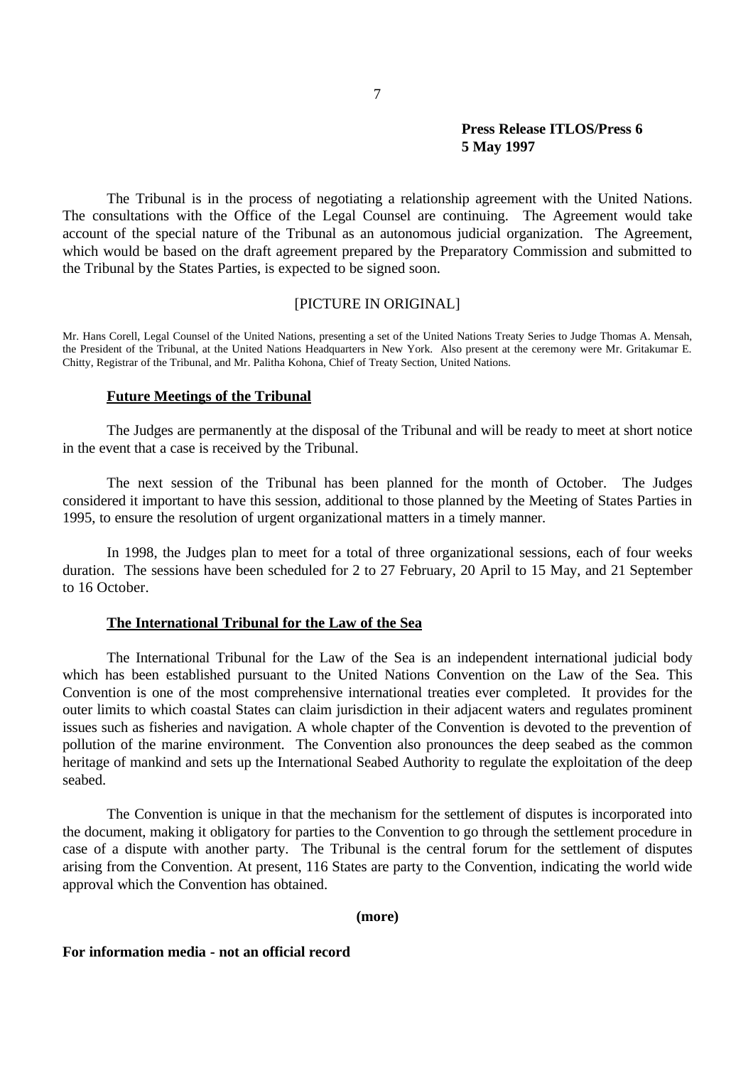**Press Release ITLOS/Press 6**
**5 May 1997**

The Tribunal is in the process of negotiating a relationship agreement with the United Nations. The consultations with the Office of the Legal Counsel are continuing. The Agreement would take account of the special nature of the Tribunal as an autonomous judicial organization. The Agreement, which would be based on the draft agreement prepared by the Preparatory Commission and submitted to the Tribunal by the States Parties, is expected to be signed soon.

[PICTURE IN ORIGINAL]

Mr. Hans Corell, Legal Counsel of the United Nations, presenting a set of the United Nations Treaty Series to Judge Thomas A. Mensah, the President of the Tribunal, at the United Nations Headquarters in New York. Also present at the ceremony were Mr. Gritakumar E. Chitty, Registrar of the Tribunal, and Mr. Palitha Kohona, Chief of Treaty Section, United Nations.

## Future Meetings of the Tribunal

The Judges are permanently at the disposal of the Tribunal and will be ready to meet at short notice in the event that a case is received by the Tribunal.

The next session of the Tribunal has been planned for the month of October. The Judges considered it important to have this session, additional to those planned by the Meeting of States Parties in 1995, to ensure the resolution of urgent organizational matters in a timely manner.

In 1998, the Judges plan to meet for a total of three organizational sessions, each of four weeks duration. The sessions have been scheduled for 2 to 27 February, 20 April to 15 May, and 21 September to 16 October.

## The International Tribunal for the Law of the Sea

The International Tribunal for the Law of the Sea is an independent international judicial body which has been established pursuant to the United Nations Convention on the Law of the Sea. This Convention is one of the most comprehensive international treaties ever completed. It provides for the outer limits to which coastal States can claim jurisdiction in their adjacent waters and regulates prominent issues such as fisheries and navigation. A whole chapter of the Convention is devoted to the prevention of pollution of the marine environment. The Convention also pronounces the deep seabed as the common heritage of mankind and sets up the International Seabed Authority to regulate the exploitation of the deep seabed.

The Convention is unique in that the mechanism for the settlement of disputes is incorporated into the document, making it obligatory for parties to the Convention to go through the settlement procedure in case of a dispute with another party. The Tribunal is the central forum for the settlement of disputes arising from the Convention. At present, 116 States are party to the Convention, indicating the world wide approval which the Convention has obtained.

**(more)**

**For information media - not an official record**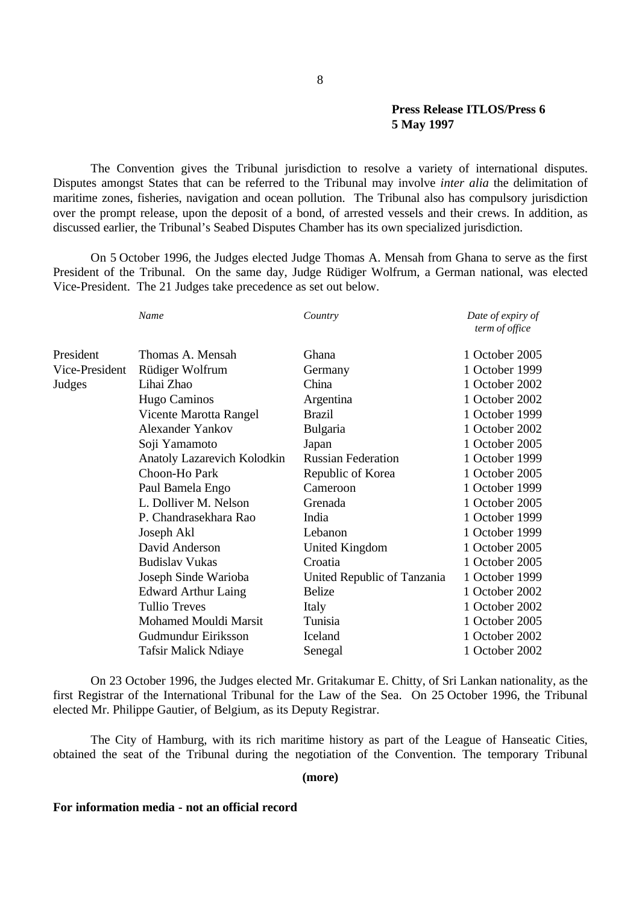**Press Release ITLOS/Press 6**
**5 May 1997**

The Convention gives the Tribunal jurisdiction to resolve a variety of international disputes. Disputes amongst States that can be referred to the Tribunal may involve *inter alia* the delimitation of maritime zones, fisheries, navigation and ocean pollution. The Tribunal also has compulsory jurisdiction over the prompt release, upon the deposit of a bond, of arrested vessels and their crews. In addition, as discussed earlier, the Tribunal's Seabed Disputes Chamber has its own specialized jurisdiction.

On 5 October 1996, the Judges elected Judge Thomas A. Mensah from Ghana to serve as the first President of the Tribunal. On the same day, Judge Rüdiger Wolfrum, a German national, was elected Vice-President. The 21 Judges take precedence as set out below.

| | *Name* | *Country* | *Date of expiry of term of office* |
|---|---|---|---|
| President | Thomas A. Mensah | Ghana | 1 October 2005 |
| Vice-President | Rüdiger Wolfrum | Germany | 1 October 1999 |
| Judges | Lihai Zhao | China | 1 October 2002 |
| | Hugo Caminos | Argentina | 1 October 2002 |
| | Vicente Marotta Rangel | Brazil | 1 October 1999 |
| | Alexander Yankov | Bulgaria | 1 October 2002 |
| | Soji Yamamoto | Japan | 1 October 2005 |
| | Anatoly Lazarevich Kolodkin | Russian Federation | 1 October 1999 |
| | Choon-Ho Park | Republic of Korea | 1 October 2005 |
| | Paul Bamela Engo | Cameroon | 1 October 1999 |
| | L. Dolliver M. Nelson | Grenada | 1 October 2005 |
| | P. Chandrasekhara Rao | India | 1 October 1999 |
| | Joseph Akl | Lebanon | 1 October 1999 |
| | David Anderson | United Kingdom | 1 October 2005 |
| | Budislav Vukas | Croatia | 1 October 2005 |
| | Joseph Sinde Warioba | United Republic of Tanzania | 1 October 1999 |
| | Edward Arthur Laing | Belize | 1 October 2002 |
| | Tullio Treves | Italy | 1 October 2002 |
| | Mohamed Mouldi Marsit | Tunisia | 1 October 2005 |
| | Gudmundur Eiriksson | Iceland | 1 October 2002 |
| | Tafsir Malick Ndiaye | Senegal | 1 October 2002 |

On 23 October 1996, the Judges elected Mr. Gritakumar E. Chitty, of Sri Lankan nationality, as the first Registrar of the International Tribunal for the Law of the Sea. On 25 October 1996, the Tribunal elected Mr. Philippe Gautier, of Belgium, as its Deputy Registrar.

The City of Hamburg, with its rich maritime history as part of the League of Hanseatic Cities, obtained the seat of the Tribunal during the negotiation of the Convention. The temporary Tribunal

**(more)**

**For information media - not an official record**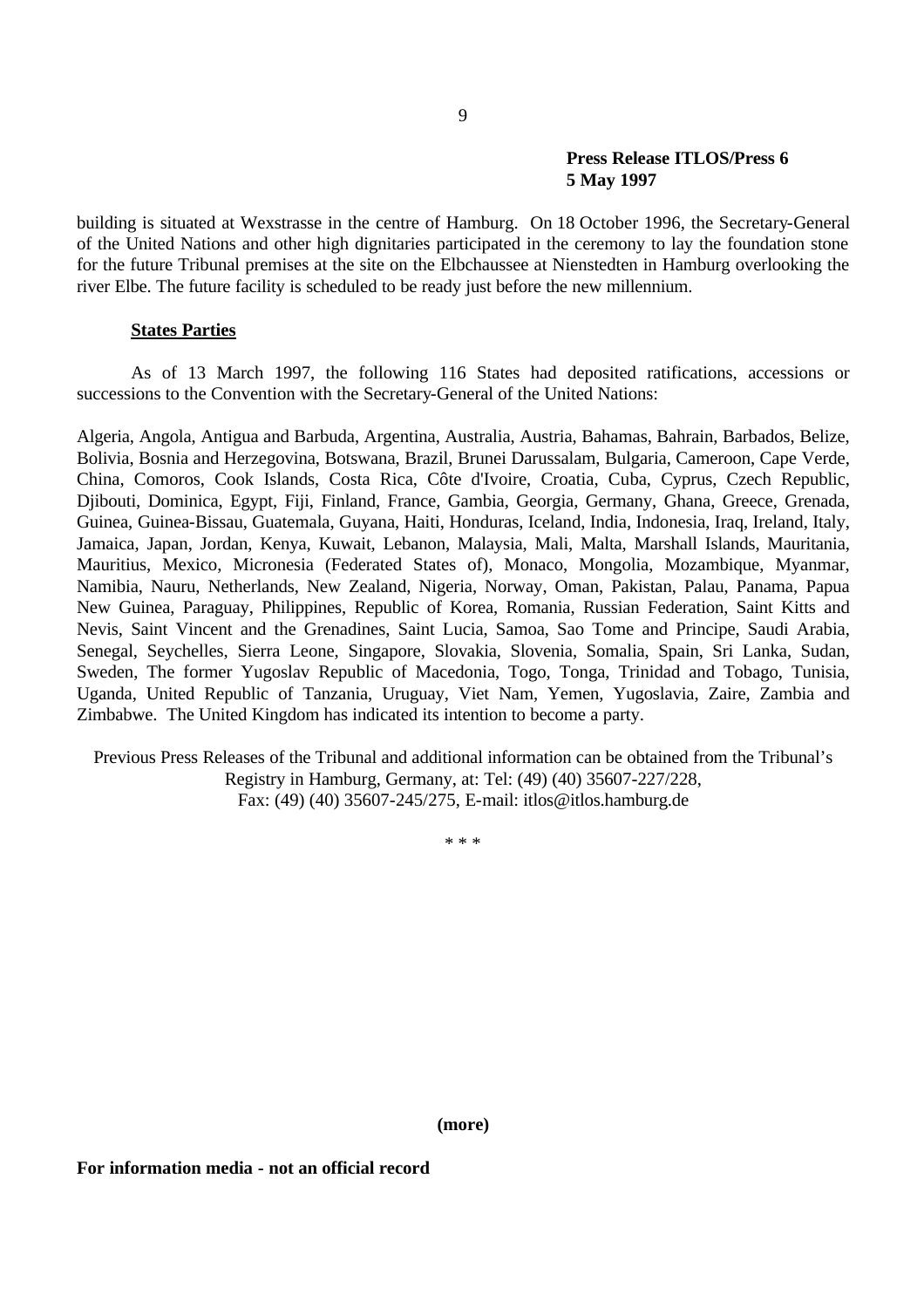building is situated at Wexstrasse in the centre of Hamburg. On 18 October 1996, the Secretary-General of the United Nations and other high dignitaries participated in the ceremony to lay the foundation stone for the future Tribunal premises at the site on the Elbchaussee at Nienstedten in Hamburg overlooking the river Elbe. The future facility is scheduled to be ready just before the new millennium.

**States Parties**

As of 13 March 1997, the following 116 States had deposited ratifications, accessions or successions to the Convention with the Secretary-General of the United Nations:

Algeria, Angola, Antigua and Barbuda, Argentina, Australia, Austria, Bahamas, Bahrain, Barbados, Belize, Bolivia, Bosnia and Herzegovina, Botswana, Brazil, Brunei Darussalam, Bulgaria, Cameroon, Cape Verde, China, Comoros, Cook Islands, Costa Rica, Côte d'Ivoire, Croatia, Cuba, Cyprus, Czech Republic, Djibouti, Dominica, Egypt, Fiji, Finland, France, Gambia, Georgia, Germany, Ghana, Greece, Grenada, Guinea, Guinea-Bissau, Guatemala, Guyana, Haiti, Honduras, Iceland, India, Indonesia, Iraq, Ireland, Italy, Jamaica, Japan, Jordan, Kenya, Kuwait, Lebanon, Malaysia, Mali, Malta, Marshall Islands, Mauritania, Mauritius, Mexico, Micronesia (Federated States of), Monaco, Mongolia, Mozambique, Myanmar, Namibia, Nauru, Netherlands, New Zealand, Nigeria, Norway, Oman, Pakistan, Palau, Panama, Papua New Guinea, Paraguay, Philippines, Republic of Korea, Romania, Russian Federation, Saint Kitts and Nevis, Saint Vincent and the Grenadines, Saint Lucia, Samoa, Sao Tome and Principe, Saudi Arabia, Senegal, Seychelles, Sierra Leone, Singapore, Slovakia, Slovenia, Somalia, Spain, Sri Lanka, Sudan, Sweden, The former Yugoslav Republic of Macedonia, Togo, Tonga, Trinidad and Tobago, Tunisia, Uganda, United Republic of Tanzania, Uruguay, Viet Nam, Yemen, Yugoslavia, Zaire, Zambia and Zimbabwe. The United Kingdom has indicated its intention to become a party.

Previous Press Releases of the Tribunal and additional information can be obtained from the Tribunal's Registry in Hamburg, Germany, at: Tel: (49) (40) 35607-227/228,
Fax: (49) (40) 35607-245/275, E-mail: itlos@itlos.hamburg.de

\* \* \*

**(more)**